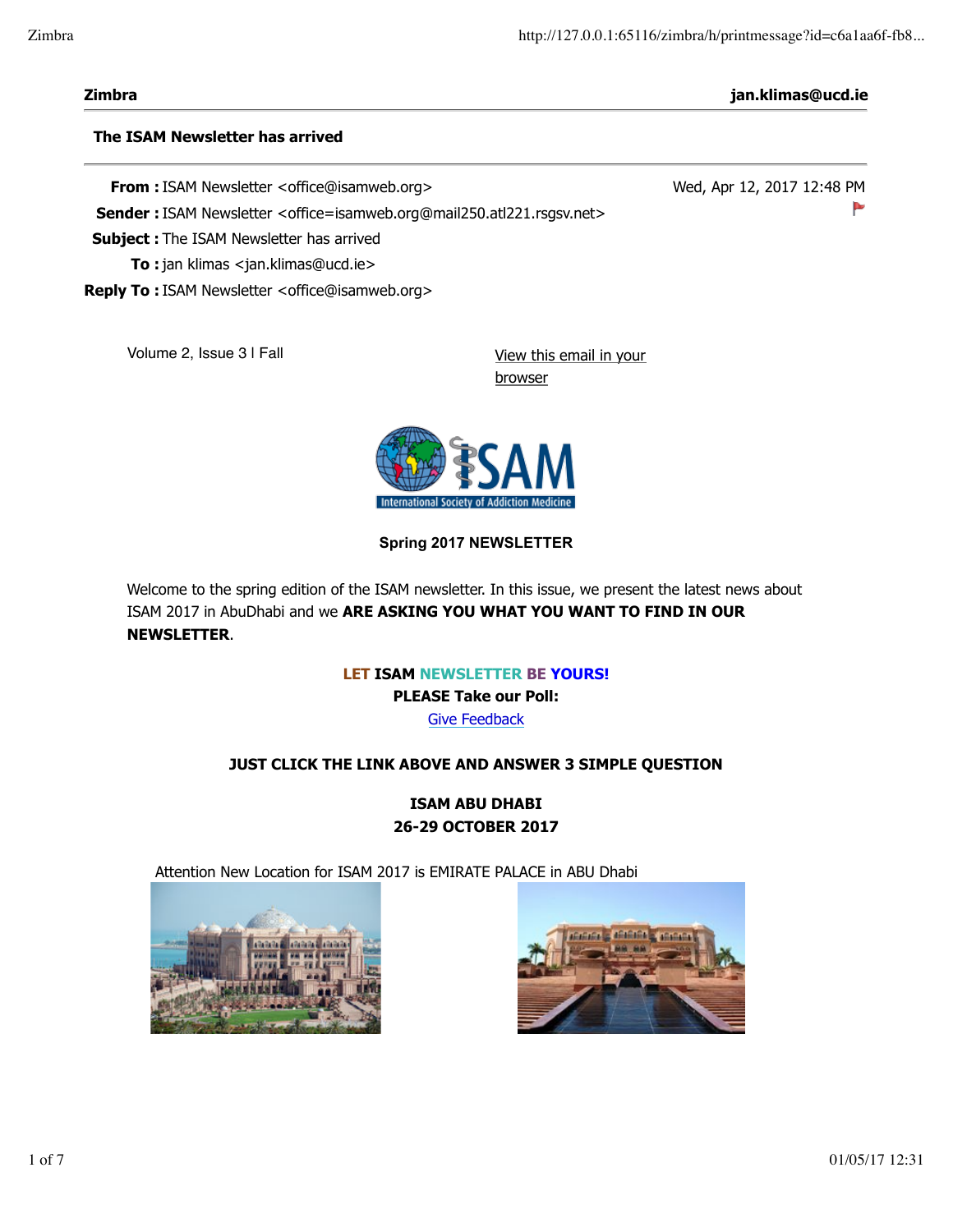**Zimbra** jan.klimas@ucd.ie

**The ISAM Newsletter has arrived**

**From :** ISAM Newsletter <office@isamweb.org> Wed, Apr 12, 2017 12:48 PM

**Sender :** ISAM Newsletter <office=isamweb.org@mail250.atl221.rsgsv.net>

**Subject :** The ISAM Newsletter has arrived

**To :** jan klimas <jan.klimas@ucd.ie>

**Reply To :** ISAM Newsletter <office@isamweb.org>

Volume 2, Issue 3 l Fall

View this email in your browser

International Society of Addiction Medicine

**Spring 2017 NEWSLETTER**

Welcome to the spring edition of the ISAM newsletter. In this issue, we present the latest news about ISAM 2017 in AbuDhabi and we **ARE ASKING YOU WHAT YOU WANT TO FIND IN OUR NEWSLETTER**.

**LET ISAM NEWSLETTER BE YOURS!**

**PLEASE Take our Poll:**

Give Feedback

**JUST CLICK THE LINK ABOVE AND ANSWER 3 SIMPLE QUESTION**

**ISAM ABU DHABI**
**26-29 OCTOBER 2017**

Attention New Location for ISAM 2017 is EMIRATE PALACE in ABU Dhabi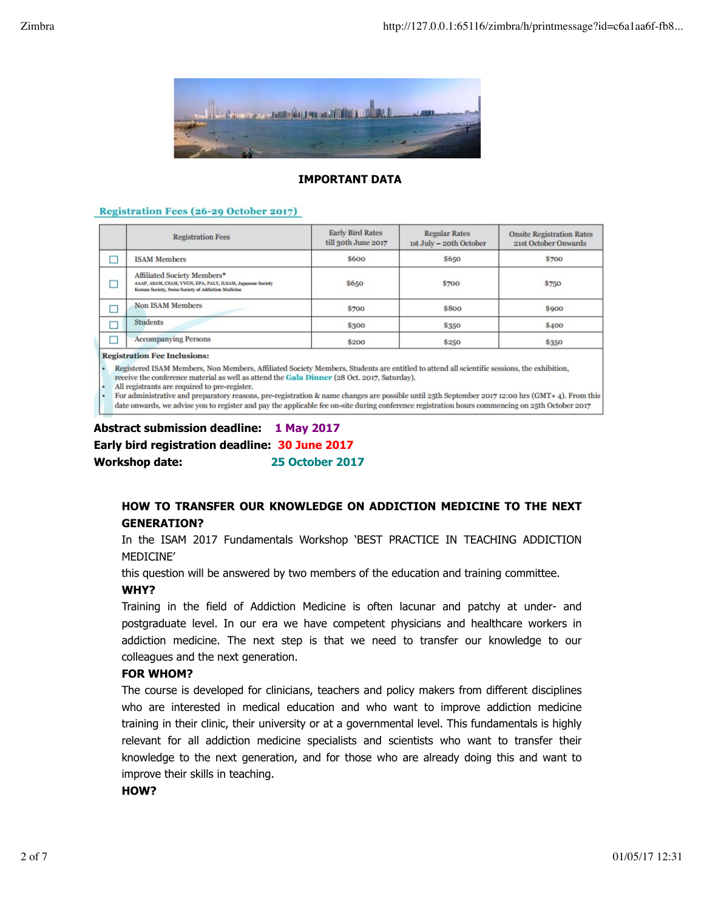**IMPORTANT DATA**

## Registration Fees (26-29 October 2017)

| | Registration Fees | Early Bird Rates till 30th June 2017 | Regular Rates 1st July – 20th October | Onsite Registration Rates 21st October Onwards |
|---|---|---|---|---|
| ☐ | ISAM Members | $600 | $650 | $700 |
| ☐ | Affiliated Society Members* AAAP, ASAM, CSAM, VVGN, EPA, PALY, ILSAM, Japanese Society Korean Society, Swiss Society of Addiction Medicine | $650 | $700 | $750 |
| ☐ | Non ISAM Members | $700 | $800 | $900 |
| ☐ | Students | $300 | $350 | $400 |
| ☐ | Accompanying Persons | $200 | $250 | $350 |

**Registration Fee Inclusions:**

- Registered ISAM Members, Non Members, Affiliated Society Members, Students are entitled to attend all scientific sessions, the exhibition, receive the conference material as well as attend the Gala Dinner (28 Oct. 2017, Saturday).
- All registrants are required to pre-register.
- For administrative and preparatory reasons, pre-registration & name changes are possible until 25th September 2017 12:00 hrs (GMT+ 4). From this date onwards, we advise you to register and pay the applicable fee on-site during conference registration hours commencing on 25th October 2017

**Abstract submission deadline:** 1 May 2017
**Early bird registration deadline:** 30 June 2017
**Workshop date:** 25 October 2017

**HOW TO TRANSFER OUR KNOWLEDGE ON ADDICTION MEDICINE TO THE NEXT GENERATION?**

In the ISAM 2017 Fundamentals Workshop 'BEST PRACTICE IN TEACHING ADDICTION MEDICINE'
this question will be answered by two members of the education and training committee.

**WHY?**

Training in the field of Addiction Medicine is often lacunar and patchy at under- and postgraduate level. In our era we have competent physicians and healthcare workers in addiction medicine. The next step is that we need to transfer our knowledge to our colleagues and the next generation.

**FOR WHOM?**

The course is developed for clinicians, teachers and policy makers from different disciplines who are interested in medical education and who want to improve addiction medicine training in their clinic, their university or at a governmental level. This fundamentals is highly relevant for all addiction medicine specialists and scientists who want to transfer their knowledge to the next generation, and for those who are already doing this and want to improve their skills in teaching.

**HOW?**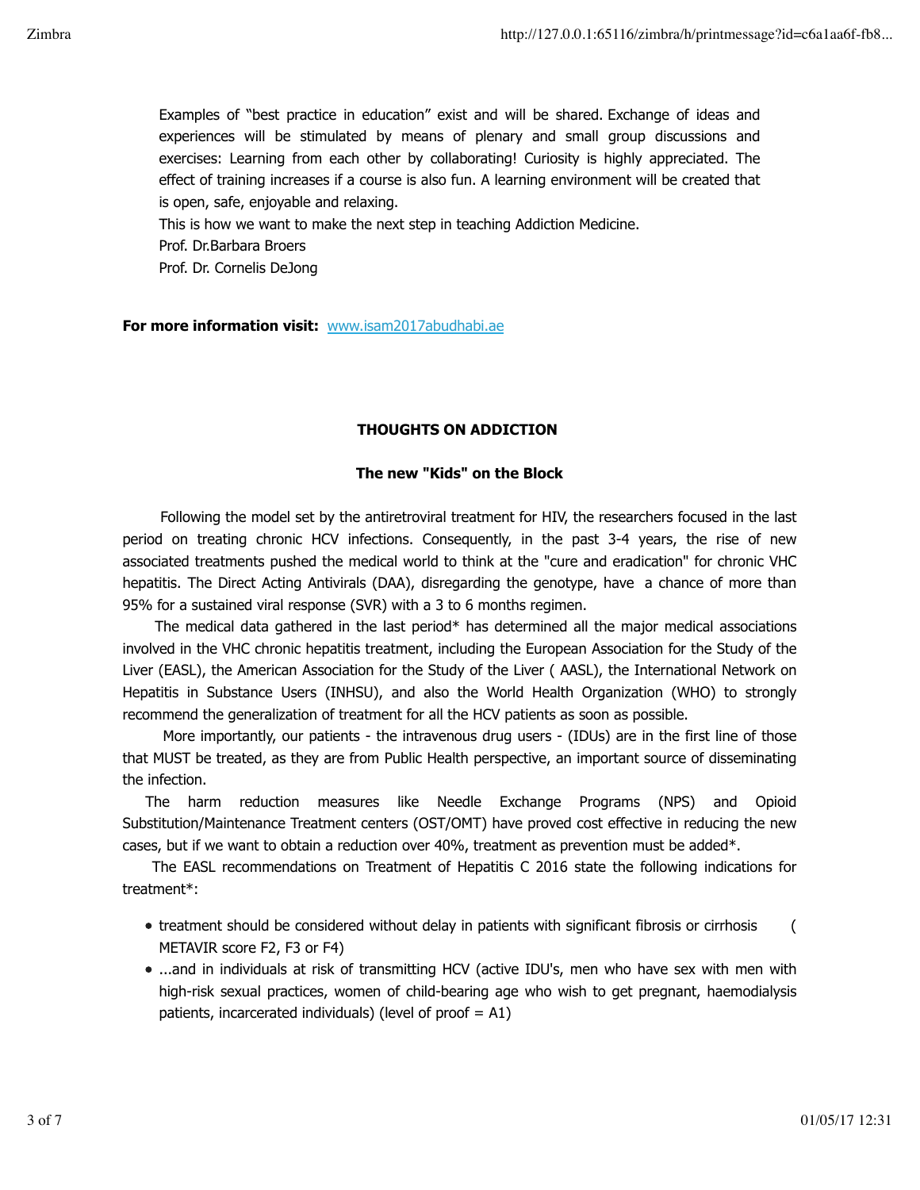Examples of "best practice in education" exist and will be shared. Exchange of ideas and experiences will be stimulated by means of plenary and small group discussions and exercises: Learning from each other by collaborating! Curiosity is highly appreciated. The effect of training increases if a course is also fun. A learning environment will be created that is open, safe, enjoyable and relaxing.

This is how we want to make the next step in teaching Addiction Medicine.

Prof. Dr.Barbara Broers

Prof. Dr. Cornelis DeJong

**For more information visit:** [www.isam2017abudhabi.ae](http://www.isam2017abudhabi.ae)

## THOUGHTS ON ADDICTION

### The new "Kids" on the Block

Following the model set by the antiretroviral treatment for HIV, the researchers focused in the last period on treating chronic HCV infections. Consequently, in the past 3-4 years, the rise of new associated treatments pushed the medical world to think at the "cure and eradication" for chronic VHC hepatitis. The Direct Acting Antivirals (DAA), disregarding the genotype, have a chance of more than 95% for a sustained viral response (SVR) with a 3 to 6 months regimen.

The medical data gathered in the last period* has determined all the major medical associations involved in the VHC chronic hepatitis treatment, including the European Association for the Study of the Liver (EASL), the American Association for the Study of the Liver ( AASL), the International Network on Hepatitis in Substance Users (INHSU), and also the World Health Organization (WHO) to strongly recommend the generalization of treatment for all the HCV patients as soon as possible.

More importantly, our patients - the intravenous drug users - (IDUs) are in the first line of those that MUST be treated, as they are from Public Health perspective, an important source of disseminating the infection.

The harm reduction measures like Needle Exchange Programs (NPS) and Opioid Substitution/Maintenance Treatment centers (OST/OMT) have proved cost effective in reducing the new cases, but if we want to obtain a reduction over 40%, treatment as prevention must be added*.

The EASL recommendations on Treatment of Hepatitis C 2016 state the following indications for treatment*:

- treatment should be considered without delay in patients with significant fibrosis or cirrhosis ( METAVIR score F2, F3 or F4)
- ...and in individuals at risk of transmitting HCV (active IDU's, men who have sex with men with high-risk sexual practices, women of child-bearing age who wish to get pregnant, haemodialysis patients, incarcerated individuals) (level of proof = A1)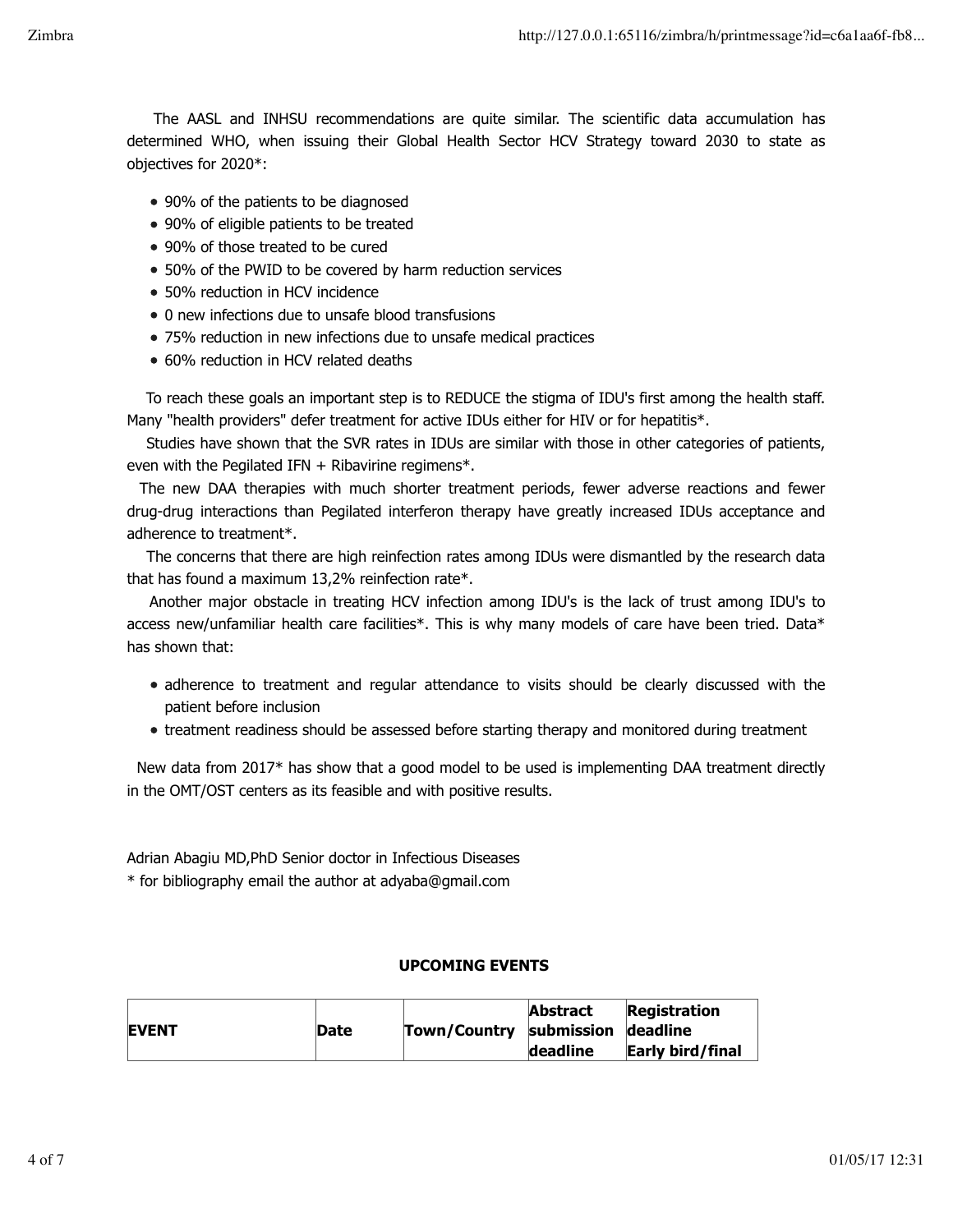The AASL and INHSU recommendations are quite similar. The scientific data accumulation has determined WHO, when issuing their Global Health Sector HCV Strategy toward 2030 to state as objectives for 2020*:

- 90% of the patients to be diagnosed
- 90% of eligible patients to be treated
- 90% of those treated to be cured
- 50% of the PWID to be covered by harm reduction services
- 50% reduction in HCV incidence
- 0 new infections due to unsafe blood transfusions
- 75% reduction in new infections due to unsafe medical practices
- 60% reduction in HCV related deaths

To reach these goals an important step is to REDUCE the stigma of IDU's first among the health staff. Many "health providers" defer treatment for active IDUs either for HIV or for hepatitis*.

Studies have shown that the SVR rates in IDUs are similar with those in other categories of patients, even with the Pegilated IFN + Ribavirine regimens*.

The new DAA therapies with much shorter treatment periods, fewer adverse reactions and fewer drug-drug interactions than Pegilated interferon therapy have greatly increased IDUs acceptance and adherence to treatment*.

The concerns that there are high reinfection rates among IDUs were dismantled by the research data that has found a maximum 13,2% reinfection rate*.

Another major obstacle in treating HCV infection among IDU's is the lack of trust among IDU's to access new/unfamiliar health care facilities*. This is why many models of care have been tried. Data* has shown that:

- adherence to treatment and regular attendance to visits should be clearly discussed with the patient before inclusion
- treatment readiness should be assessed before starting therapy and monitored during treatment

New data from 2017* has show that a good model to be used is implementing DAA treatment directly in the OMT/OST centers as its feasible and with positive results.

Adrian Abagiu MD,PhD Senior doctor in Infectious Diseases
* for bibliography email the author at adyaba@gmail.com

**UPCOMING EVENTS**

| EVENT | Date | Town/Country | Abstract submission deadline | Registration deadline Early bird/final |
|---|---|---|---|---|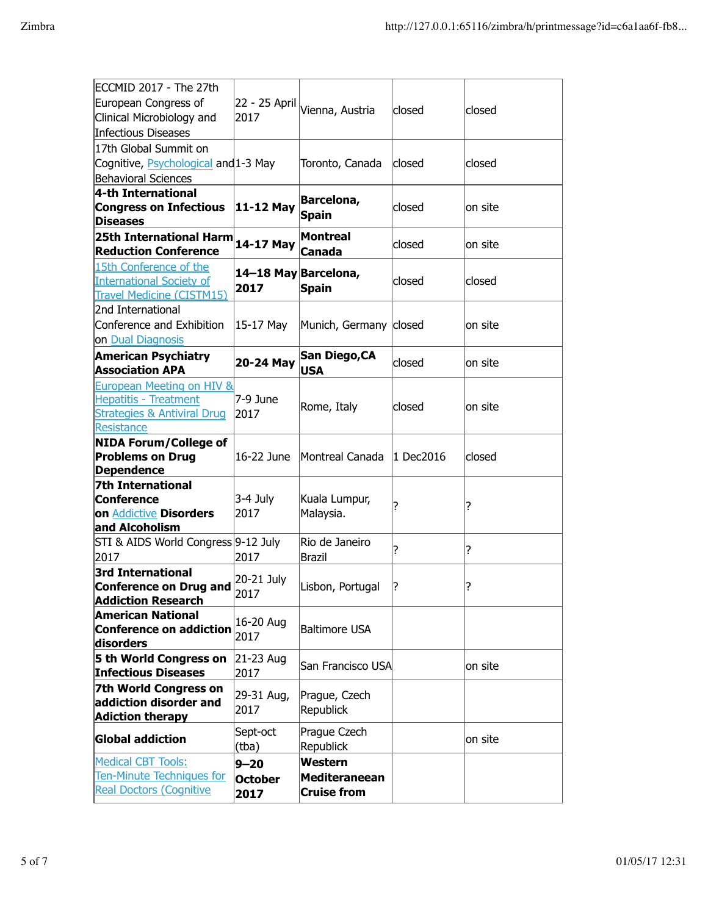| | | | | |
|---|---|---|---|---|
| ECCMID 2017 - The 27th European Congress of Clinical Microbiology and Infectious Diseases | 22 - 25 April 2017 | Vienna, Austria | closed | closed |
| 17th Global Summit on Cognitive, Psychological and Behavioral Sciences | 1-3 May | Toronto, Canada | closed | closed |
| **4-th International Congress on Infectious Diseases** | **11-12 May** | **Barcelona, Spain** | closed | on site |
| **25th International Harm Reduction Conference** | **14-17 May** | **Montreal Canada** | closed | on site |
| 15th Conference of the International Society of Travel Medicine (CISTM15) | **14–18 May 2017** | **Barcelona, Spain** | closed | closed |
| 2nd International Conference and Exhibition on Dual Diagnosis | 15-17 May | Munich, Germany | closed | on site |
| **American Psychiatry Association APA** | **20-24 May** | **San Diego,CA USA** | closed | on site |
| European Meeting on HIV & Hepatitis - Treatment Strategies & Antiviral Drug Resistance | 7-9 June 2017 | Rome, Italy | closed | on site |
| **NIDA Forum/College of Problems on Drug Dependence** | 16-22 June | Montreal Canada | 1 Dec2016 | closed |
| **7th International Conference on** Addictive **Disorders and Alcoholism** | 3-4 July 2017 | Kuala Lumpur, Malaysia. | ? | ? |
| STI & AIDS World Congress 2017 | 9-12 July 2017 | Rio de Janeiro Brazil | ? | ? |
| **3rd International Conference on Drug and Addiction Research** | 20-21 July 2017 | Lisbon, Portugal | ? | ? |
| **American National Conference on addiction disorders** | 16-20 Aug 2017 | Baltimore USA | | |
| **5 th World Congress on Infectious Diseases** | 21-23 Aug 2017 | San Francisco USA | | on site |
| **7th World Congress on addiction disorder and Adiction therapy** | 29-31 Aug, 2017 | Prague, Czech Republick | | |
| **Global addiction** | Sept-oct (tba) | Prague Czech Republick | | on site |
| Medical CBT Tools: Ten-Minute Techniques for Real Doctors (Cognitive | **9–20 October 2017** | **Western Mediteraneean Cruise from** | | |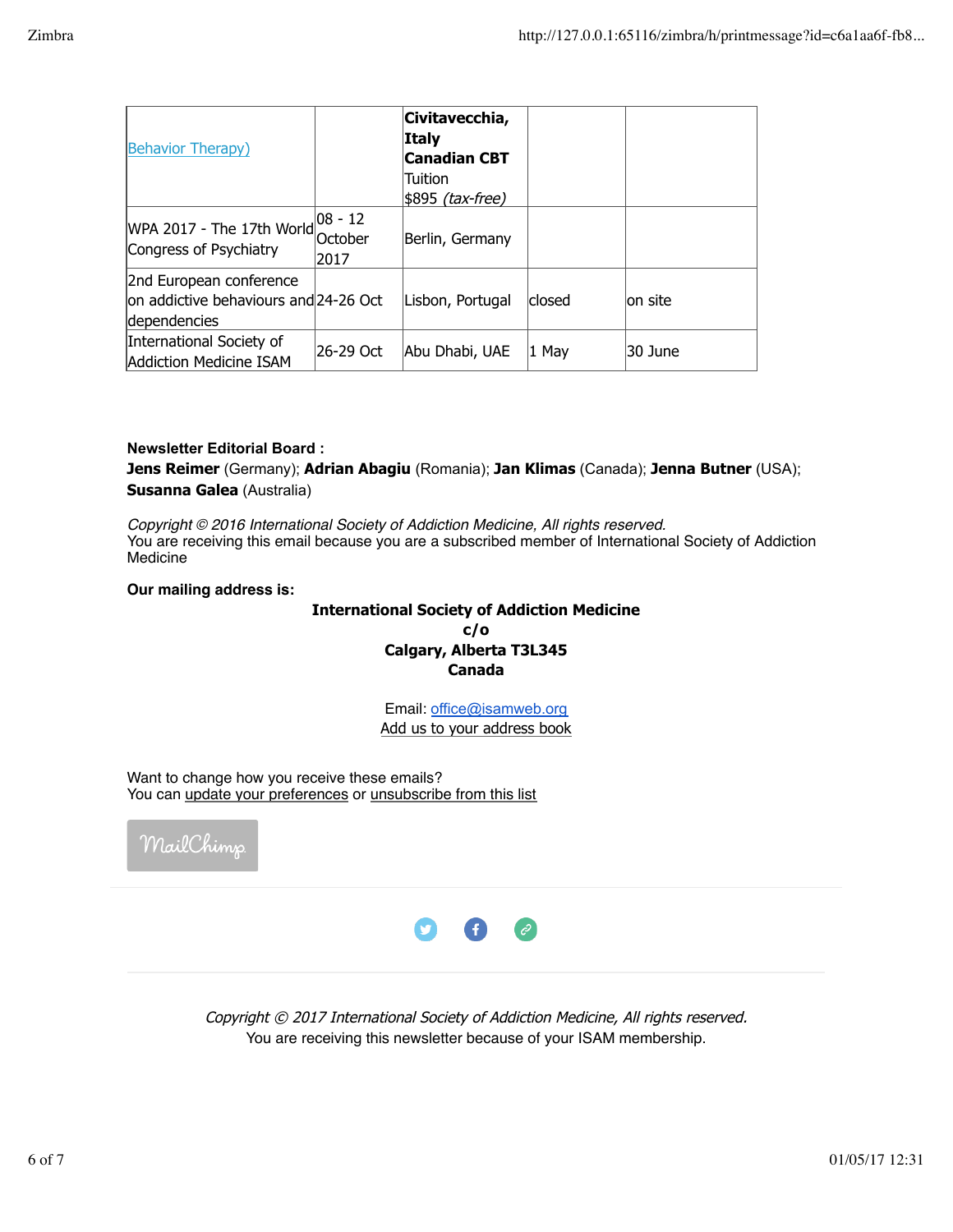| | | | | |
|---|---|---|---|---|
| Behavior Therapy) | | **Civitavecchia, Italy** **Canadian CBT** Tuition $895 *(tax-free)* | | |
| WPA 2017 - The 17th World Congress of Psychiatry | 08 - 12 October 2017 | Berlin, Germany | | |
| 2nd European conference on addictive behaviours and dependencies | 24-26 Oct | Lisbon, Portugal | closed | on site |
| International Society of Addiction Medicine ISAM | 26-29 Oct | Abu Dhabi, UAE | 1 May | 30 June |

**Newsletter Editorial Board :**
**Jens Reimer** (Germany); **Adrian Abagiu** (Romania); **Jan Klimas** (Canada); **Jenna Butner** (USA); **Susanna Galea** (Australia)

*Copyright © 2016 International Society of Addiction Medicine, All rights reserved.*
You are receiving this email because you are a subscribed member of International Society of Addiction Medicine

**Our mailing address is:**

**International Society of Addiction Medicine**
**c/o**
**Calgary, Alberta T3L345**
**Canada**

Email: office@isamweb.org
Add us to your address book

Want to change how you receive these emails?
You can update your preferences or unsubscribe from this list

*Copyright © 2017 International Society of Addiction Medicine, All rights reserved.*
You are receiving this newsletter because of your ISAM membership.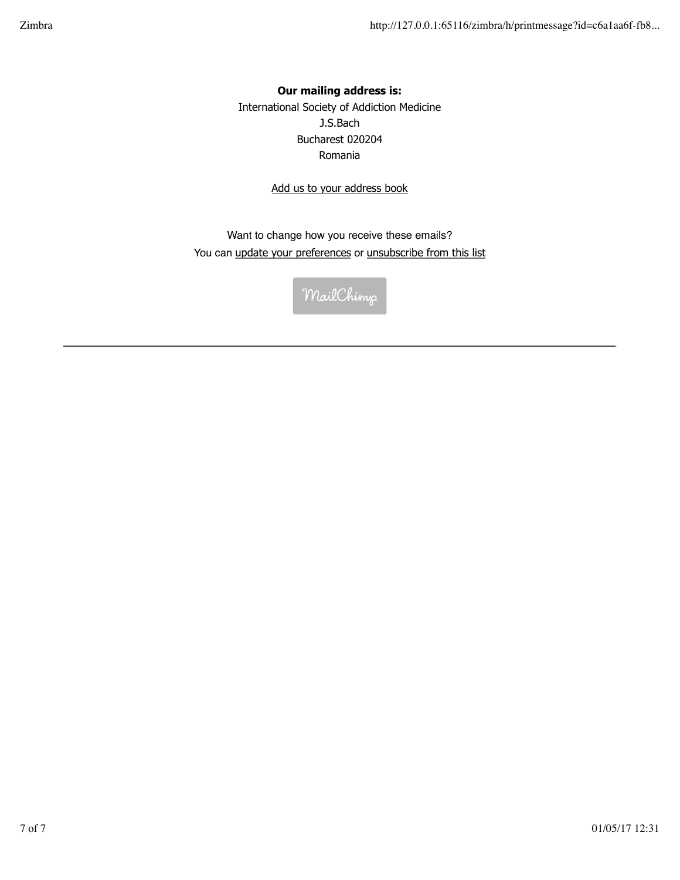**Our mailing address is:**
International Society of Addiction Medicine
J.S.Bach
Bucharest 020204
Romania

Add us to your address book

Want to change how you receive these emails?
You can update your preferences or unsubscribe from this list

MailChimp

---